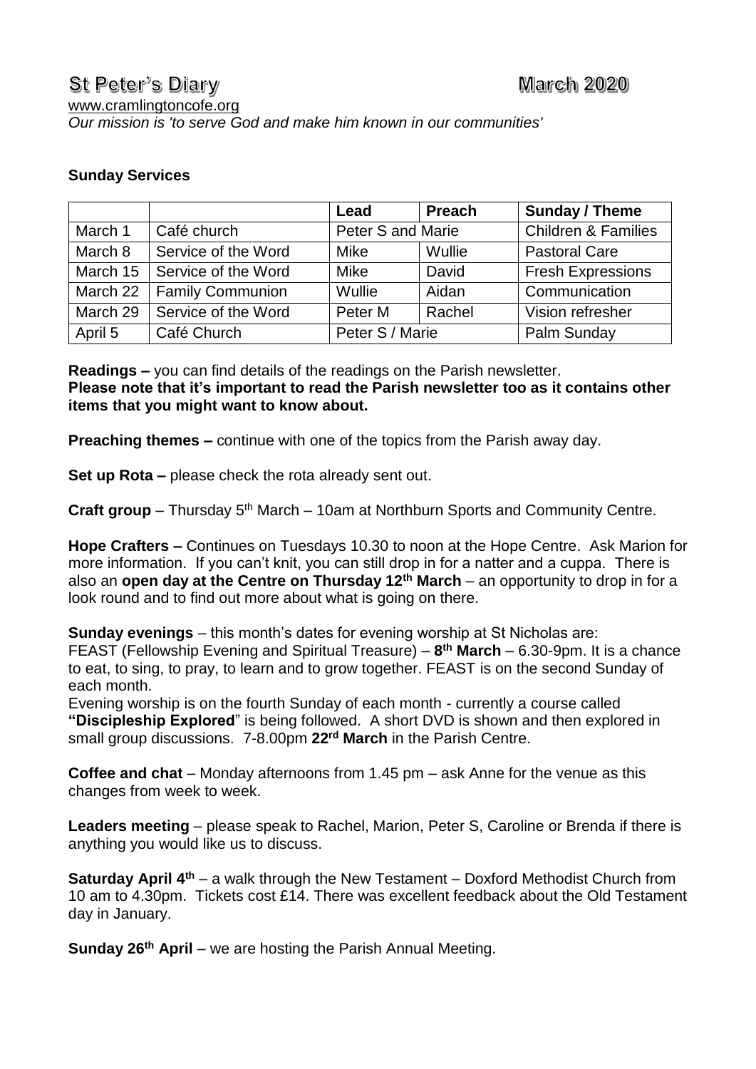# St Peter's Diary March 2020

www.cramlingtoncofe.org

*Our mission is 'to serve God and make him known in our communities'*

**Sunday Services**

| | | Lead | Preach | Sunday / Theme |
|---|---|---|---|---|
| March 1 | Café church | Peter S and Marie | | Children & Families |
| March 8 | Service of the Word | Mike | Wullie | Pastoral Care |
| March 15 | Service of the Word | Mike | David | Fresh Expressions |
| March 22 | Family Communion | Wullie | Aidan | Communication |
| March 29 | Service of the Word | Peter M | Rachel | Vision refresher |
| April 5 | Café Church | Peter S / Marie | | Palm Sunday |

**Readings –** you can find details of the readings on the Parish newsletter.
**Please note that it's important to read the Parish newsletter too as it contains other items that you might want to know about.**

**Preaching themes –** continue with one of the topics from the Parish away day.

**Set up Rota –** please check the rota already sent out.

**Craft group** – Thursday 5th March – 10am at Northburn Sports and Community Centre.

**Hope Crafters –** Continues on Tuesdays 10.30 to noon at the Hope Centre. Ask Marion for more information. If you can't knit, you can still drop in for a natter and a cuppa. There is also an **open day at the Centre on Thursday 12th March** – an opportunity to drop in for a look round and to find out more about what is going on there.

**Sunday evenings** – this month's dates for evening worship at St Nicholas are:
FEAST (Fellowship Evening and Spiritual Treasure) – **8th March** – 6.30-9pm. It is a chance to eat, to sing, to pray, to learn and to grow together. FEAST is on the second Sunday of each month.
Evening worship is on the fourth Sunday of each month - currently a course called **"Discipleship Explored"** is being followed. A short DVD is shown and then explored in small group discussions. 7-8.00pm **22rd March** in the Parish Centre.

**Coffee and chat** – Monday afternoons from 1.45 pm – ask Anne for the venue as this changes from week to week.

**Leaders meeting** – please speak to Rachel, Marion, Peter S, Caroline or Brenda if there is anything you would like us to discuss.

**Saturday April 4th** – a walk through the New Testament – Doxford Methodist Church from 10 am to 4.30pm. Tickets cost £14. There was excellent feedback about the Old Testament day in January.

**Sunday 26th April** – we are hosting the Parish Annual Meeting.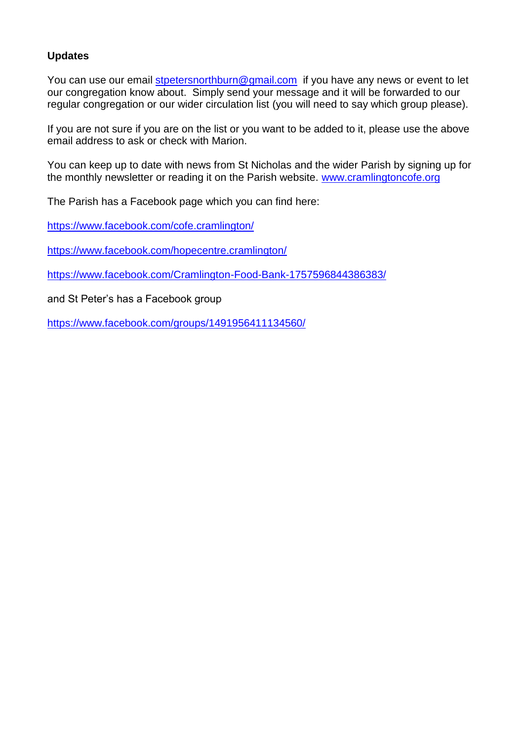**Updates**

You can use our email stpetersnorthburn@gmail.com if you have any news or event to let our congregation know about. Simply send your message and it will be forwarded to our regular congregation or our wider circulation list (you will need to say which group please).

If you are not sure if you are on the list or you want to be added to it, please use the above email address to ask or check with Marion.

You can keep up to date with news from St Nicholas and the wider Parish by signing up for the monthly newsletter or reading it on the Parish website. www.cramlingtoncofe.org

The Parish has a Facebook page which you can find here:

https://www.facebook.com/cofe.cramlington/

https://www.facebook.com/hopecentre.cramlington/

https://www.facebook.com/Cramlington-Food-Bank-1757596844386383/

and St Peter's has a Facebook group

https://www.facebook.com/groups/1491956411134560/